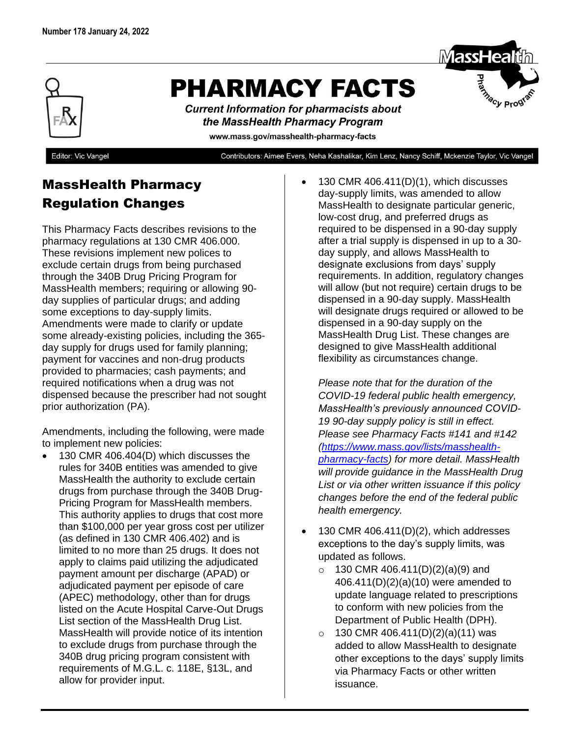Number 178 January 24, 2022

# PHARMACY FACTS

***Current Information for pharmacists about the MassHealth Pharmacy Program***

www.mass.gov/masshealth-pharmacy-facts

Editor: Vic Vangel

Contributors: Aimee Evers, Neha Kashalikar, Kim Lenz, Nancy Schiff, Mckenzie Taylor, Vic Vangel

## MassHealth Pharmacy Regulation Changes

This Pharmacy Facts describes revisions to the pharmacy regulations at 130 CMR 406.000. These revisions implement new polices to exclude certain drugs from being purchased through the 340B Drug Pricing Program for MassHealth members; requiring or allowing 90-day supplies of particular drugs; and adding some exceptions to day-supply limits. Amendments were made to clarify or update some already-existing policies, including the 365-day supply for drugs used for family planning; payment for vaccines and non-drug products provided to pharmacies; cash payments; and required notifications when a drug was not dispensed because the prescriber had not sought prior authorization (PA).

Amendments, including the following, were made to implement new policies:

- 130 CMR 406.404(D) which discusses the rules for 340B entities was amended to give MassHealth the authority to exclude certain drugs from purchase through the 340B Drug-Pricing Program for MassHealth members. This authority applies to drugs that cost more than $100,000 per year gross cost per utilizer (as defined in 130 CMR 406.402) and is limited to no more than 25 drugs. It does not apply to claims paid utilizing the adjudicated payment amount per discharge (APAD) or adjudicated payment per episode of care (APEC) methodology, other than for drugs listed on the Acute Hospital Carve-Out Drugs List section of the MassHealth Drug List. MassHealth will provide notice of its intention to exclude drugs from purchase through the 340B drug pricing program consistent with requirements of M.G.L. c. 118E, §13L, and allow for provider input.
- 130 CMR 406.411(D)(1), which discusses day-supply limits, was amended to allow MassHealth to designate particular generic, low-cost drug, and preferred drugs as required to be dispensed in a 90-day supply after a trial supply is dispensed in up to a 30-day supply, and allows MassHealth to designate exclusions from days' supply requirements. In addition, regulatory changes will allow (but not require) certain drugs to be dispensed in a 90-day supply. MassHealth will designate drugs required or allowed to be dispensed in a 90-day supply on the MassHealth Drug List. These changes are designed to give MassHealth additional flexibility as circumstances change.

  *Please note that for the duration of the COVID-19 federal public health emergency, MassHealth's previously announced COVID-19 90-day supply policy is still in effect. Please see Pharmacy Facts #141 and #142 ([https://www.mass.gov/lists/masshealth-pharmacy-facts](https://www.mass.gov/lists/masshealth-pharmacy-facts)) for more detail. MassHealth will provide guidance in the MassHealth Drug List or via other written issuance if this policy changes before the end of the federal public health emergency.*

- 130 CMR 406.411(D)(2), which addresses exceptions to the day's supply limits, was updated as follows.
  - 130 CMR 406.411(D)(2)(a)(9) and 406.411(D)(2)(a)(10) were amended to update language related to prescriptions to conform with new policies from the Department of Public Health (DPH).
  - 130 CMR 406.411(D)(2)(a)(11) was added to allow MassHealth to designate other exceptions to the days' supply limits via Pharmacy Facts or other written issuance.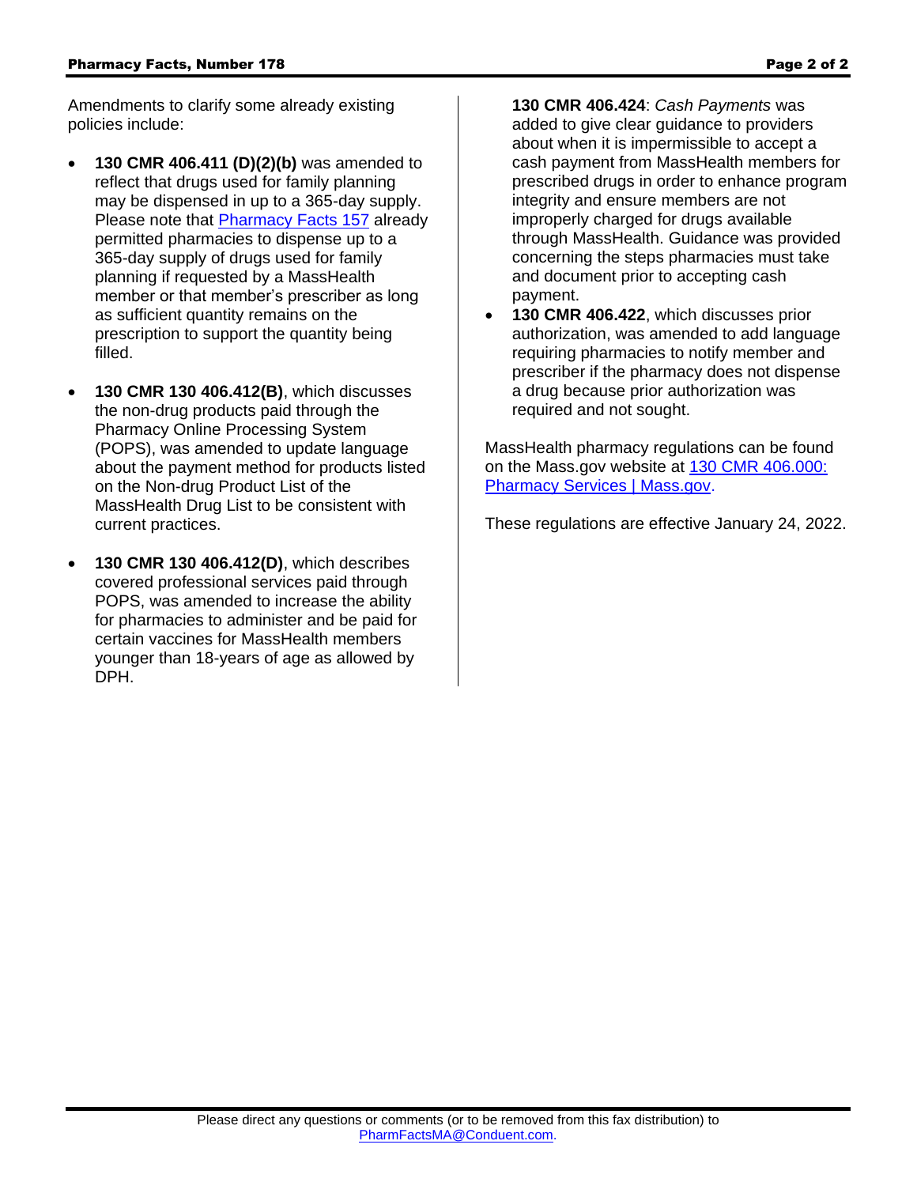Amendments to clarify some already existing policies include:

- **130 CMR 406.411 (D)(2)(b)** was amended to reflect that drugs used for family planning may be dispensed in up to a 365-day supply. Please note that [Pharmacy Facts 157]() already permitted pharmacies to dispense up to a 365-day supply of drugs used for family planning if requested by a MassHealth member or that member's prescriber as long as sufficient quantity remains on the prescription to support the quantity being filled.

- **130 CMR 130 406.412(B)**, which discusses the non-drug products paid through the Pharmacy Online Processing System (POPS), was amended to update language about the payment method for products listed on the Non-drug Product List of the MassHealth Drug List to be consistent with current practices.

- **130 CMR 130 406.412(D)**, which describes covered professional services paid through POPS, was amended to increase the ability for pharmacies to administer and be paid for certain vaccines for MassHealth members younger than 18-years of age as allowed by DPH.

  **130 CMR 406.424**: *Cash Payments* was added to give clear guidance to providers about when it is impermissible to accept a cash payment from MassHealth members for prescribed drugs in order to enhance program integrity and ensure members are not improperly charged for drugs available through MassHealth. Guidance was provided concerning the steps pharmacies must take and document prior to accepting cash payment.

- **130 CMR 406.422**, which discusses prior authorization, was amended to add language requiring pharmacies to notify member and prescriber if the pharmacy does not dispense a drug because prior authorization was required and not sought.

MassHealth pharmacy regulations can be found on the Mass.gov website at [130 CMR 406.000: Pharmacy Services | Mass.gov]().

These regulations are effective January 24, 2022.

Please direct any questions or comments (or to be removed from this fax distribution) to PharmFactsMA@Conduent.com.